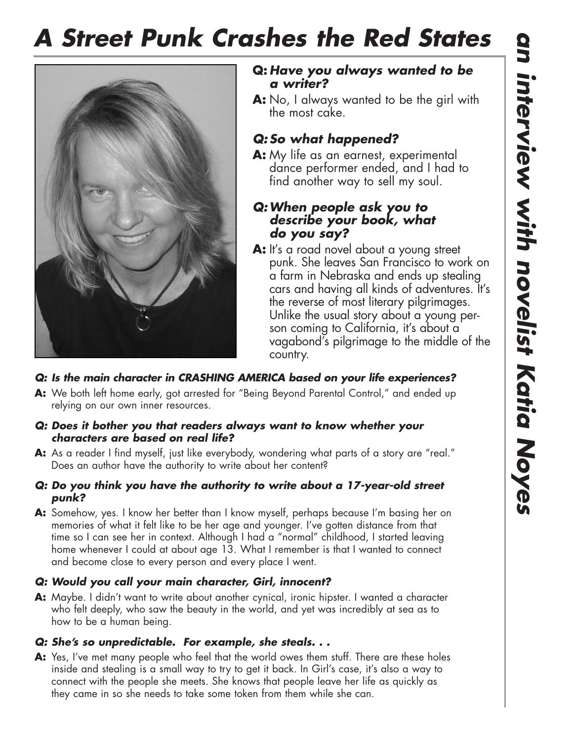# A Street Punk Crashes the Red States

## an interview with novelist Katia Noyes

***Q: Have you always wanted to be a writer?***

**A:** No, I always wanted to be the girl with the most cake.

***Q: So what happened?***

**A:** My life as an earnest, experimental dance performer ended, and I had to find another way to sell my soul.

***Q: When people ask you to describe your book, what do you say?***

**A:** It's a road novel about a young street punk. She leaves San Francisco to work on a farm in Nebraska and ends up stealing cars and having all kinds of adventures. It's the reverse of most literary pilgrimages. Unlike the usual story about a young person coming to California, it's about a vagabond's pilgrimage to the middle of the country.

***Q: Is the main character in CRASHING AMERICA based on your life experiences?***

**A:** We both left home early, got arrested for "Being Beyond Parental Control," and ended up relying on our own inner resources.

***Q: Does it bother you that readers always want to know whether your characters are based on real life?***

**A:** As a reader I find myself, just like everybody, wondering what parts of a story are "real." Does an author have the authority to write about her content?

***Q: Do you think you have the authority to write about a 17-year-old street punk?***

**A:** Somehow, yes. I know her better than I know myself, perhaps because I'm basing her on memories of what it felt like to be her age and younger. I've gotten distance from that time so I can see her in context. Although I had a "normal" childhood, I started leaving home whenever I could at about age 13. What I remember is that I wanted to connect and become close to every person and every place I went.

***Q: Would you call your main character, Girl, innocent?***

**A:** Maybe. I didn't want to write about another cynical, ironic hipster. I wanted a character who felt deeply, who saw the beauty in the world, and yet was incredibly at sea as to how to be a human being.

***Q: She's so unpredictable. For example, she steals. . .***

**A:** Yes, I've met many people who feel that the world owes them stuff. There are these holes inside and stealing is a small way to try to get it back. In Girl's case, it's also a way to connect with the people she meets. She knows that people leave her life as quickly as they came in so she needs to take some token from them while she can.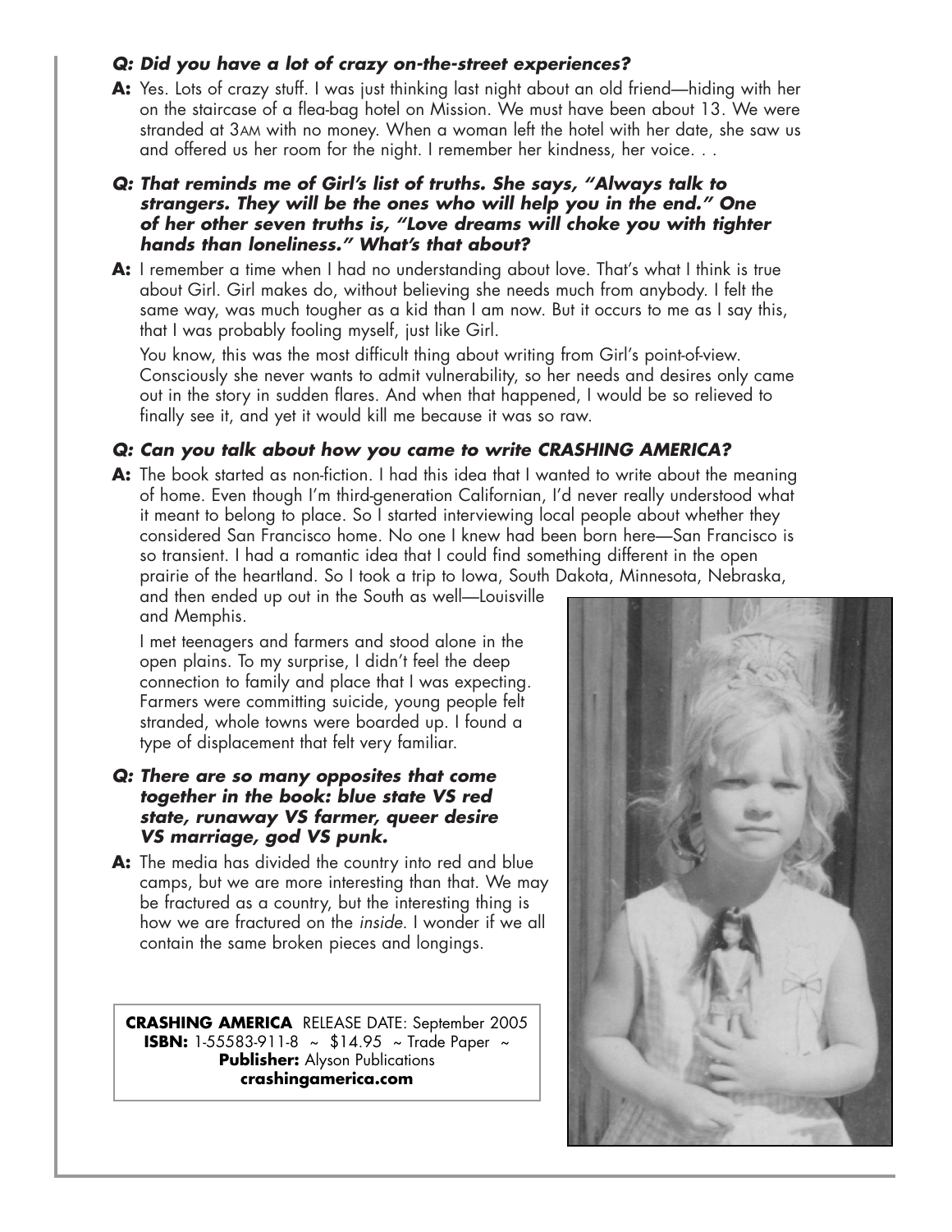***Q: Did you have a lot of crazy on-the-street experiences?***

**A:** Yes. Lots of crazy stuff. I was just thinking last night about an old friend—hiding with her on the staircase of a flea-bag hotel on Mission. We must have been about 13. We were stranded at 3AM with no money. When a woman left the hotel with her date, she saw us and offered us her room for the night. I remember her kindness, her voice. . .

***Q: That reminds me of Girl's list of truths. She says, "Always talk to strangers. They will be the ones who will help you in the end." One of her other seven truths is, "Love dreams will choke you with tighter hands than loneliness." What's that about?***

**A:** I remember a time when I had no understanding about love. That's what I think is true about Girl. Girl makes do, without believing she needs much from anybody. I felt the same way, was much tougher as a kid than I am now. But it occurs to me as I say this, that I was probably fooling myself, just like Girl.

You know, this was the most difficult thing about writing from Girl's point-of-view. Consciously she never wants to admit vulnerability, so her needs and desires only came out in the story in sudden flares. And when that happened, I would be so relieved to finally see it, and yet it would kill me because it was so raw.

***Q: Can you talk about how you came to write CRASHING AMERICA?***

**A:** The book started as non-fiction. I had this idea that I wanted to write about the meaning of home. Even though I'm third-generation Californian, I'd never really understood what it meant to belong to place. So I started interviewing local people about whether they considered San Francisco home. No one I knew had been born here—San Francisco is so transient. I had a romantic idea that I could find something different in the open prairie of the heartland. So I took a trip to Iowa, South Dakota, Minnesota, Nebraska, and then ended up out in the South as well—Louisville and Memphis.

I met teenagers and farmers and stood alone in the open plains. To my surprise, I didn't feel the deep connection to family and place that I was expecting. Farmers were committing suicide, young people felt stranded, whole towns were boarded up. I found a type of displacement that felt very familiar.

***Q: There are so many opposites that come together in the book: blue state VS red state, runaway VS farmer, queer desire VS marriage, god VS punk.***

**A:** The media has divided the country into red and blue camps, but we are more interesting than that. We may be fractured as a country, but the interesting thing is how we are fractured on the *inside*. I wonder if we all contain the same broken pieces and longings.

**CRASHING AMERICA** RELEASE DATE: September 2005
**ISBN:** 1-55583-911-8 ~ $14.95 ~ Trade Paper ~
**Publisher:** Alyson Publications
**crashingamerica.com**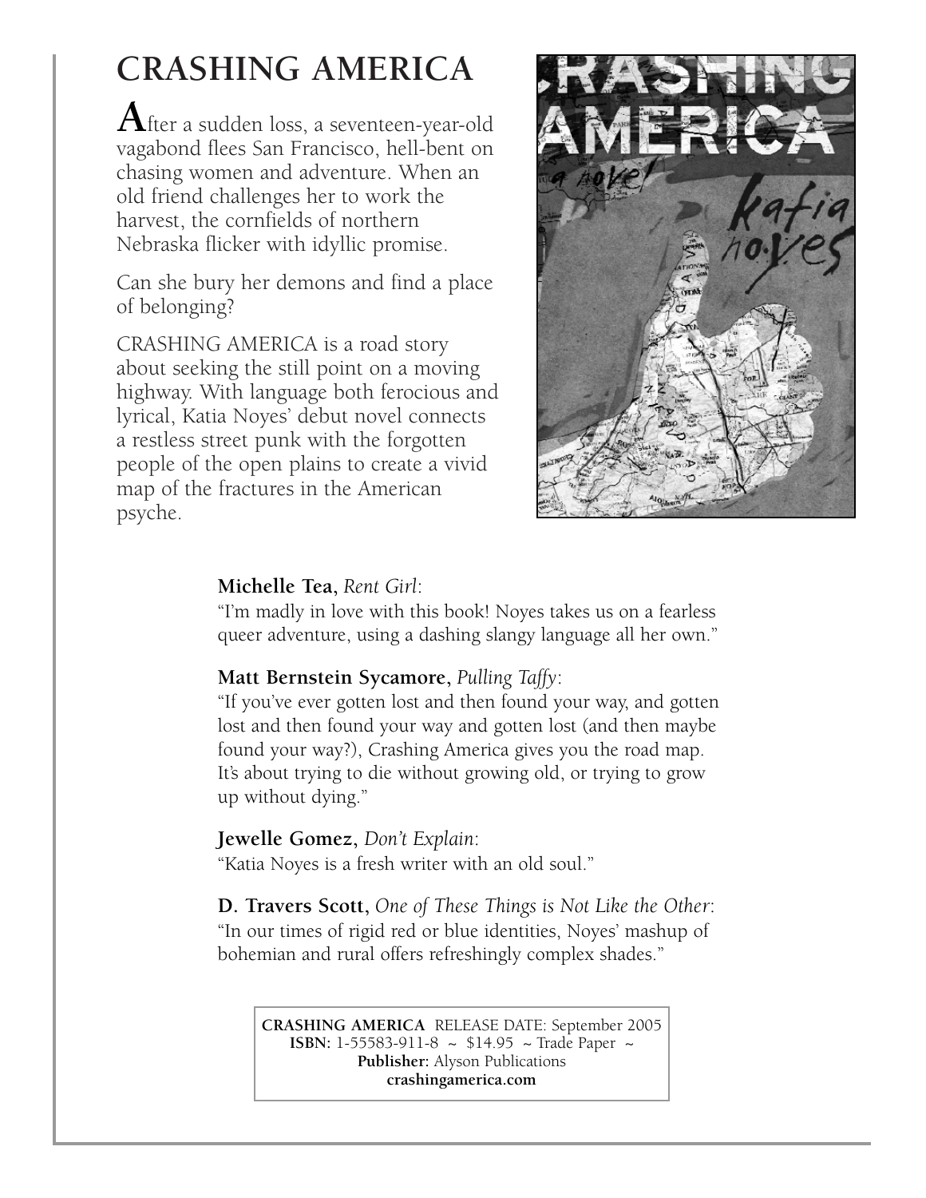# CRASHING AMERICA

After a sudden loss, a seventeen-year-old vagabond flees San Francisco, hell-bent on chasing women and adventure. When an old friend challenges her to work the harvest, the cornfields of northern Nebraska flicker with idyllic promise.

Can she bury her demons and find a place of belonging?

CRASHING AMERICA is a road story about seeking the still point on a moving highway. With language both ferocious and lyrical, Katia Noyes' debut novel connects a restless street punk with the forgotten people of the open plains to create a vivid map of the fractures in the American psyche.

**Michelle Tea,** *Rent Girl*:
"I'm madly in love with this book! Noyes takes us on a fearless queer adventure, using a dashing slangy language all her own."

**Matt Bernstein Sycamore,** *Pulling Taffy*:
"If you've ever gotten lost and then found your way, and gotten lost and then found your way and gotten lost (and then maybe found your way?), Crashing America gives you the road map. It's about trying to die without growing old, or trying to grow up without dying."

**Jewelle Gomez**, *Don't Explain*:
"Katia Noyes is a fresh writer with an old soul."

**D. Travers Scott,** *One of These Things is Not Like the Other*:
"In our times of rigid red or blue identities, Noyes' mashup of bohemian and rural offers refreshingly complex shades."

**CRASHING AMERICA** RELEASE DATE: September 2005
**ISBN:** 1-55583-911-8 ~ $14.95 ~ Trade Paper ~
**Publisher:** Alyson Publications
**crashingamerica.com**